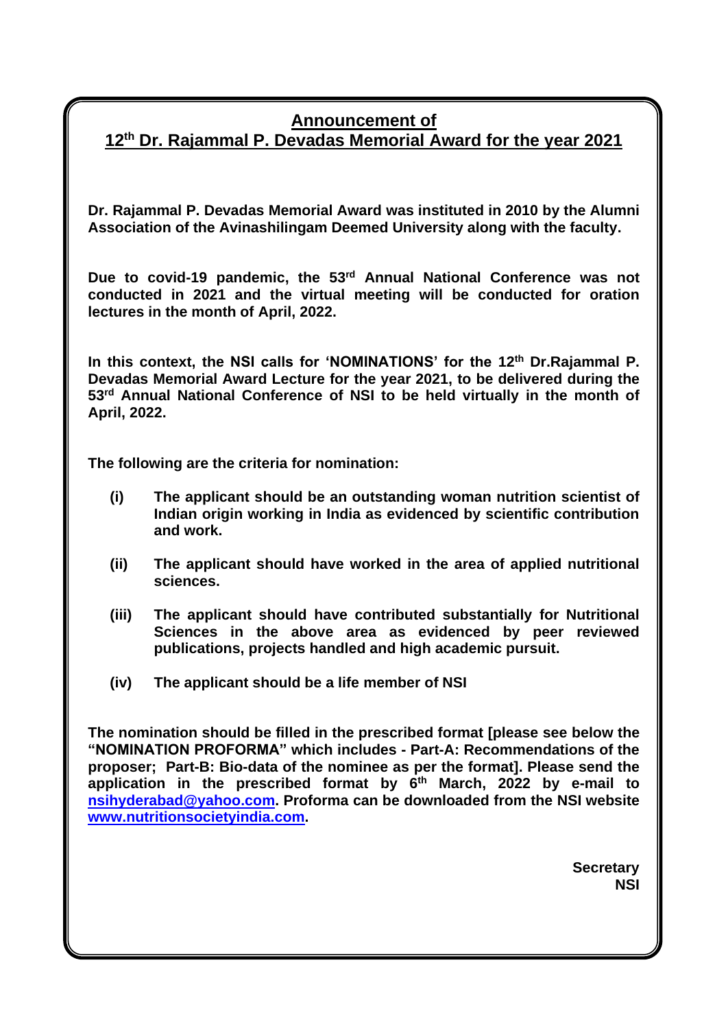# Announcement of
# 12th Dr. Rajammal P. Devadas Memorial Award for the year 2021

**Dr. Rajammal P. Devadas Memorial Award was instituted in 2010 by the Alumni Association of the Avinashilingam Deemed University along with the faculty.**

**Due to covid-19 pandemic, the 53rd Annual National Conference was not conducted in 2021 and the virtual meeting will be conducted for oration lectures in the month of April, 2022.**

**In this context, the NSI calls for 'NOMINATIONS' for the 12th Dr.Rajammal P. Devadas Memorial Award Lecture for the year 2021, to be delivered during the 53rd Annual National Conference of NSI to be held virtually in the month of April, 2022.**

**The following are the criteria for nomination:**

- **(i) The applicant should be an outstanding woman nutrition scientist of Indian origin working in India as evidenced by scientific contribution and work.**
- **(ii) The applicant should have worked in the area of applied nutritional sciences.**
- **(iii) The applicant should have contributed substantially for Nutritional Sciences in the above area as evidenced by peer reviewed publications, projects handled and high academic pursuit.**
- **(iv) The applicant should be a life member of NSI**

**The nomination should be filled in the prescribed format [please see below the "NOMINATION PROFORMA" which includes - Part-A: Recommendations of the proposer; Part-B: Bio-data of the nominee as per the format]. Please send the application in the prescribed format by 6th March, 2022 by e-mail to nsihyderabad@yahoo.com. Proforma can be downloaded from the NSI website www.nutritionsocietyindia.com.**

**Secretary**
**NSI**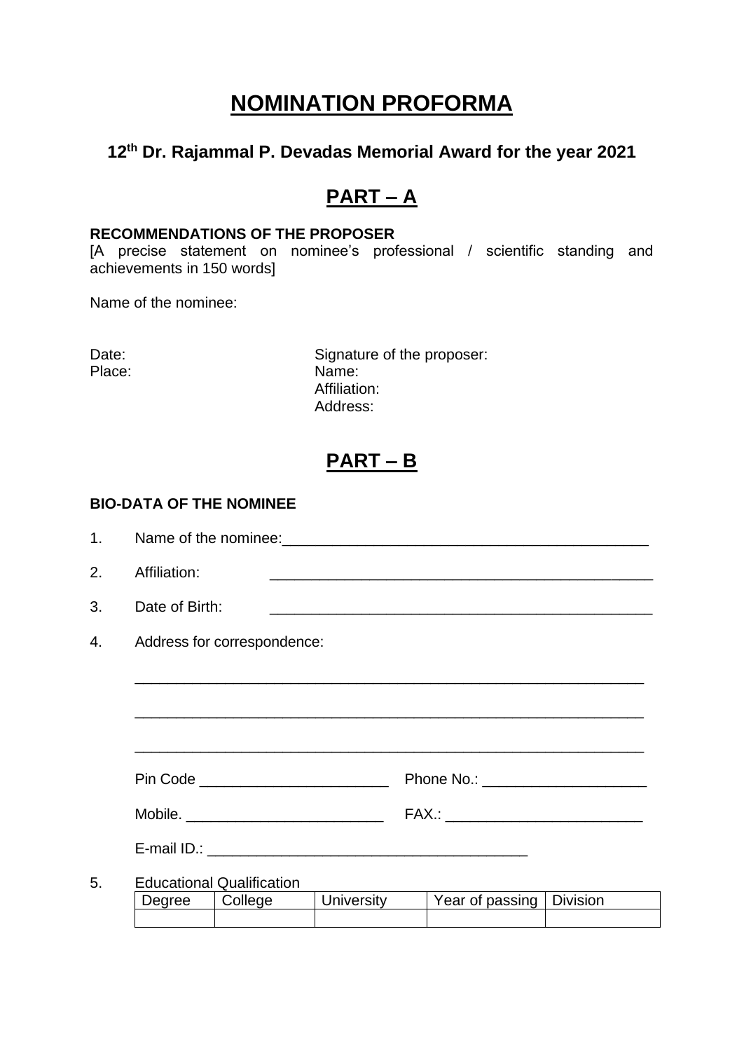# NOMINATION PROFORMA

## 12th Dr. Rajammal P. Devadas Memorial Award for the year 2021

## PART – A

**RECOMMENDATIONS OF THE PROPOSER**

[A precise statement on nominee's professional / scientific standing and achievements in 150 words]

Name of the nominee:

Date:

Place:

Signature of the proposer:

Name:

Affiliation:

Address:

## PART – B

**BIO-DATA OF THE NOMINEE**

1. Name of the nominee:_____________________________________________

2. Affiliation: _______________________________________________

3. Date of Birth: _______________________________________________

4. Address for correspondence:

   _______________________________________________________________

   _______________________________________________________________

   _______________________________________________________________

   Pin Code _______________________ Phone No.: ____________________

   Mobile. ________________________ FAX.: ________________________

   E-mail ID.: _______________________________________

5. Educational Qualification

| Degree | College | University | Year of passing | Division |
|---|---|---|---|---|
| | | | | |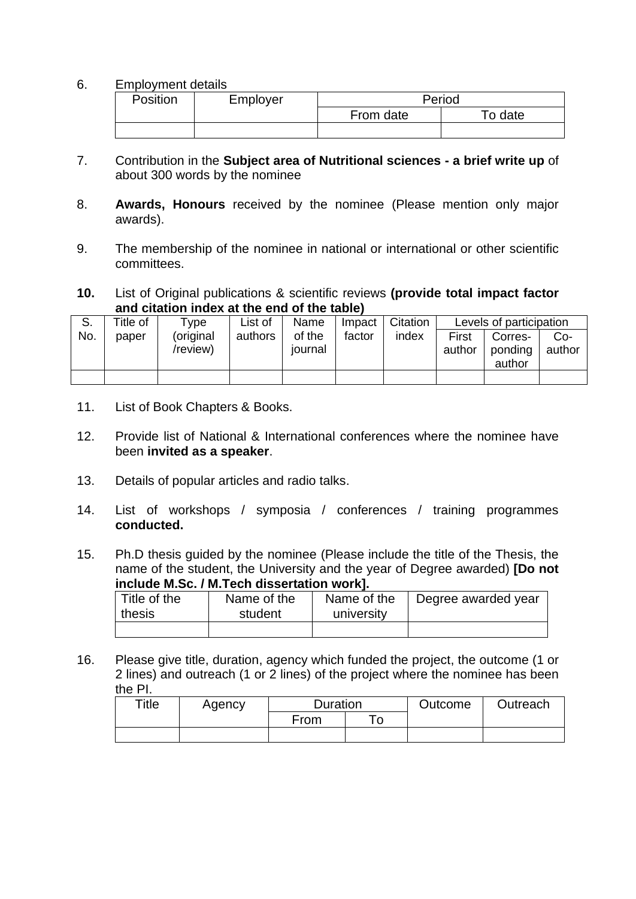6. Employment details

| Position | Employer | Period | |
|---|---|---|---|
| | | From date | To date |
| | | | |

7. Contribution in the **Subject area of Nutritional sciences - a brief write up** of about 300 words by the nominee

8. **Awards, Honours** received by the nominee (Please mention only major awards).

9. The membership of the nominee in national or international or other scientific committees.

**10.** List of Original publications & scientific reviews **(provide total impact factor and citation index at the end of the table)**

| S. No. | Title of paper | Type (original /review) | List of authors | Name of the journal | Impact factor | Citation index | Levels of participation | | |
|---|---|---|---|---|---|---|---|---|---|
| | | | | | | | First author | Corres-ponding author | Co-author |
| | | | | | | | | | |

11. List of Book Chapters & Books.

12. Provide list of National & International conferences where the nominee have been **invited as a speaker**.

13. Details of popular articles and radio talks.

14. List of workshops / symposia / conferences / training programmes **conducted.**

15. Ph.D thesis guided by the nominee (Please include the title of the Thesis, the name of the student, the University and the year of Degree awarded) **[Do not include M.Sc. / M.Tech dissertation work].**

| Title of the thesis | Name of the student | Name of the university | Degree awarded year |
|---|---|---|---|
| | | | |

16. Please give title, duration, agency which funded the project, the outcome (1 or 2 lines) and outreach (1 or 2 lines) of the project where the nominee has been the PI.

| Title | Agency | Duration | | Outcome | Outreach |
|---|---|---|---|---|---|
| | | From | To | | |
| | | | | | |